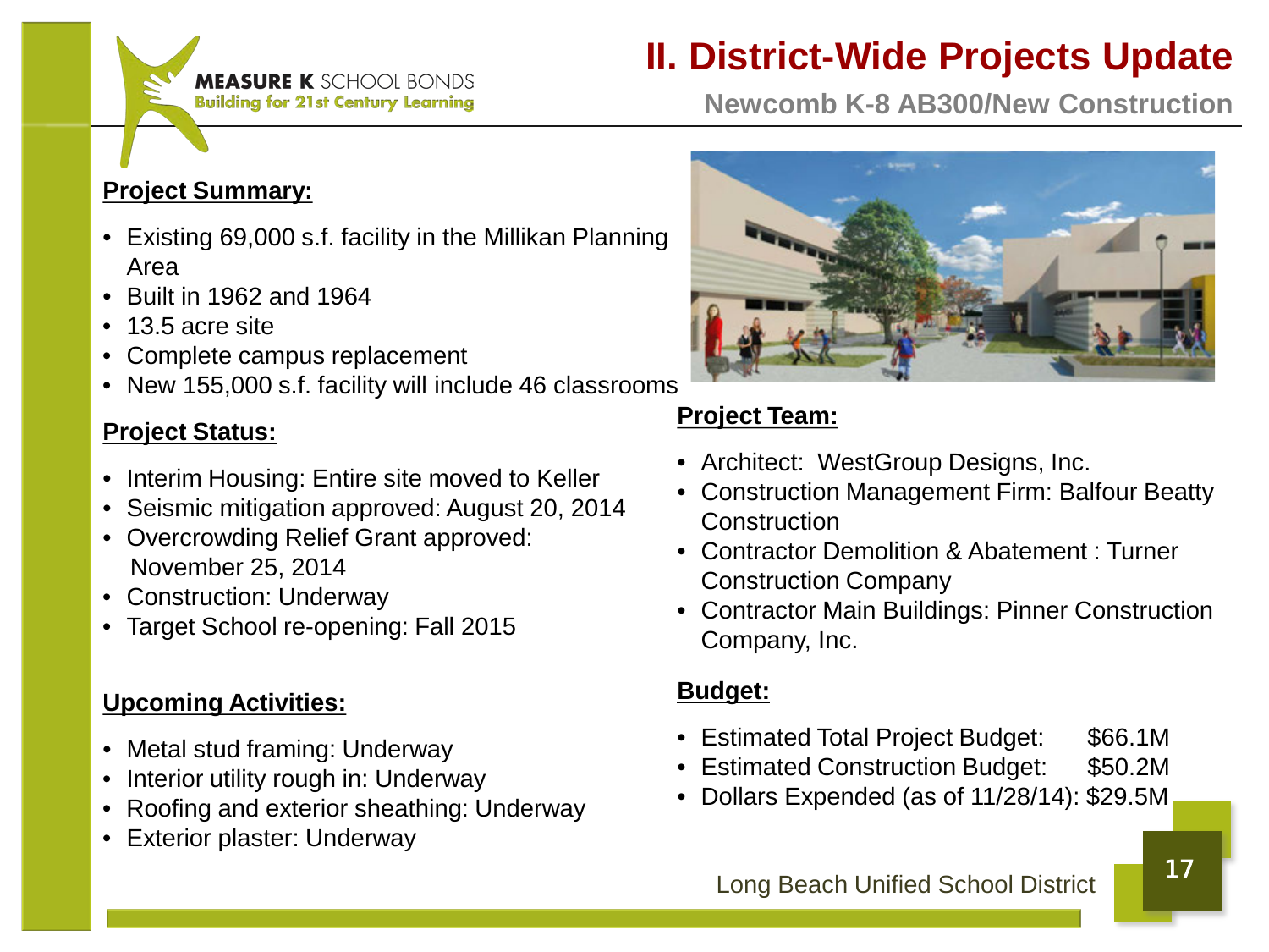MEASURE K SCHOOL BONDS
Building for 21st Century Learning

# II. District-Wide Projects Update

## Newcomb K-8 AB300/New Construction

**Project Summary:**

- Existing 69,000 s.f. facility in the Millikan Planning Area
- Built in 1962 and 1964
- 13.5 acre site
- Complete campus replacement
- New 155,000 s.f. facility will include 46 classrooms

**Project Status:**

- Interim Housing: Entire site moved to Keller
- Seismic mitigation approved: August 20, 2014
- Overcrowding Relief Grant approved: November 25, 2014
- Construction: Underway
- Target School re-opening: Fall 2015

**Upcoming Activities:**

- Metal stud framing: Underway
- Interior utility rough in: Underway
- Roofing and exterior sheathing: Underway
- Exterior plaster: Underway

**Project Team:**

- Architect: WestGroup Designs, Inc.
- Construction Management Firm: Balfour Beatty Construction
- Contractor Demolition & Abatement : Turner Construction Company
- Contractor Main Buildings: Pinner Construction Company, Inc.

**Budget:**

- Estimated Total Project Budget: $66.1M
- Estimated Construction Budget: $50.2M
- Dollars Expended (as of 11/28/14): $29.5M

Long Beach Unified School District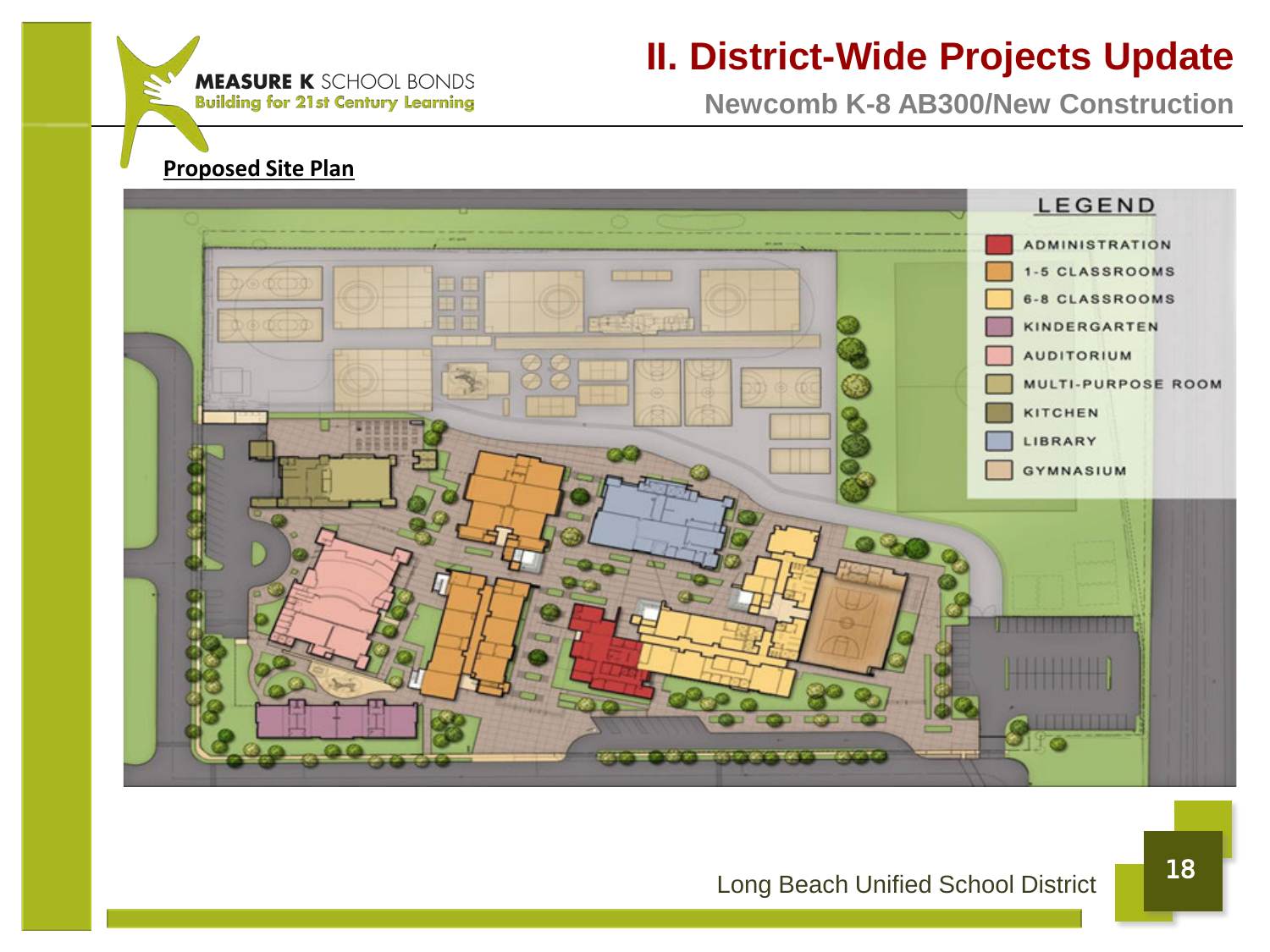MEASURE K SCHOOL BONDS
Building for 21st Century Learning

# II. District-Wide Projects Update

## Newcomb K-8 AB300/New Construction

**Proposed Site Plan**

LEGEND

- ADMINISTRATION
- 1-5 CLASSROOMS
- 6-8 CLASSROOMS
- KINDERGARTEN
- AUDITORIUM
- MULTI-PURPOSE ROOM
- KITCHEN
- LIBRARY
- GYMNASIUM

Long Beach Unified School District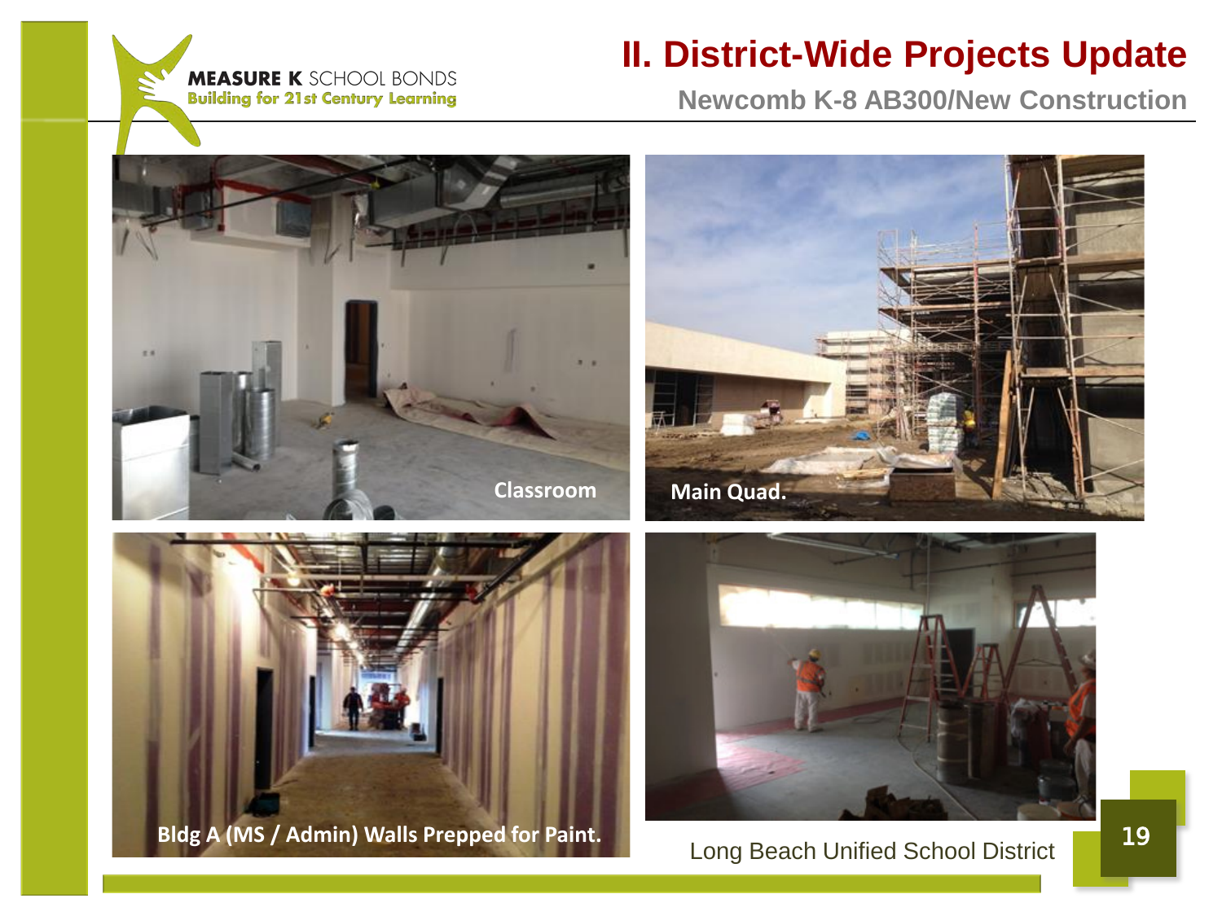# II. District-Wide Projects Update

## Newcomb K-8 AB300/New Construction

Classroom

Main Quad.

Bldg A (MS / Admin) Walls Prepped for Paint.

Long Beach Unified School District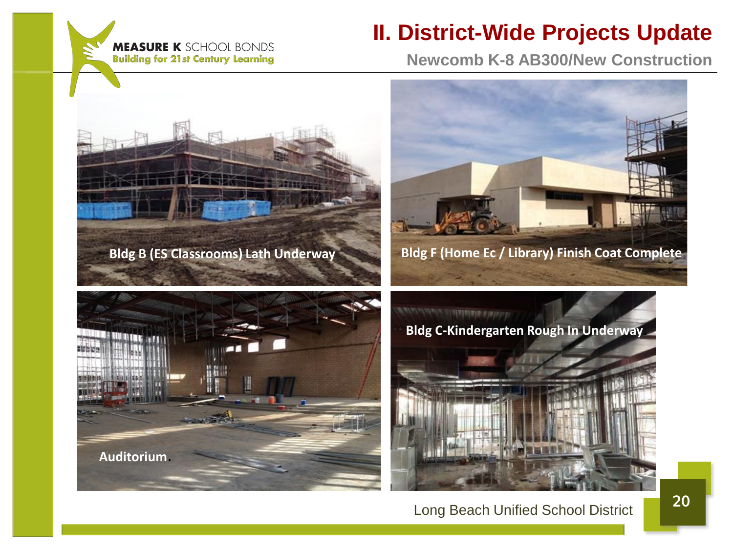MEASURE K SCHOOL BONDS
Building for 21st Century Learning

# II. District-Wide Projects Update

## Newcomb K-8 AB300/New Construction

Bldg B (ES Classrooms) Lath Underway

Bldg F (Home Ec / Library) Finish Coat Complete

Auditorium.

Bldg C-Kindergarten Rough In Underway

Long Beach Unified School District